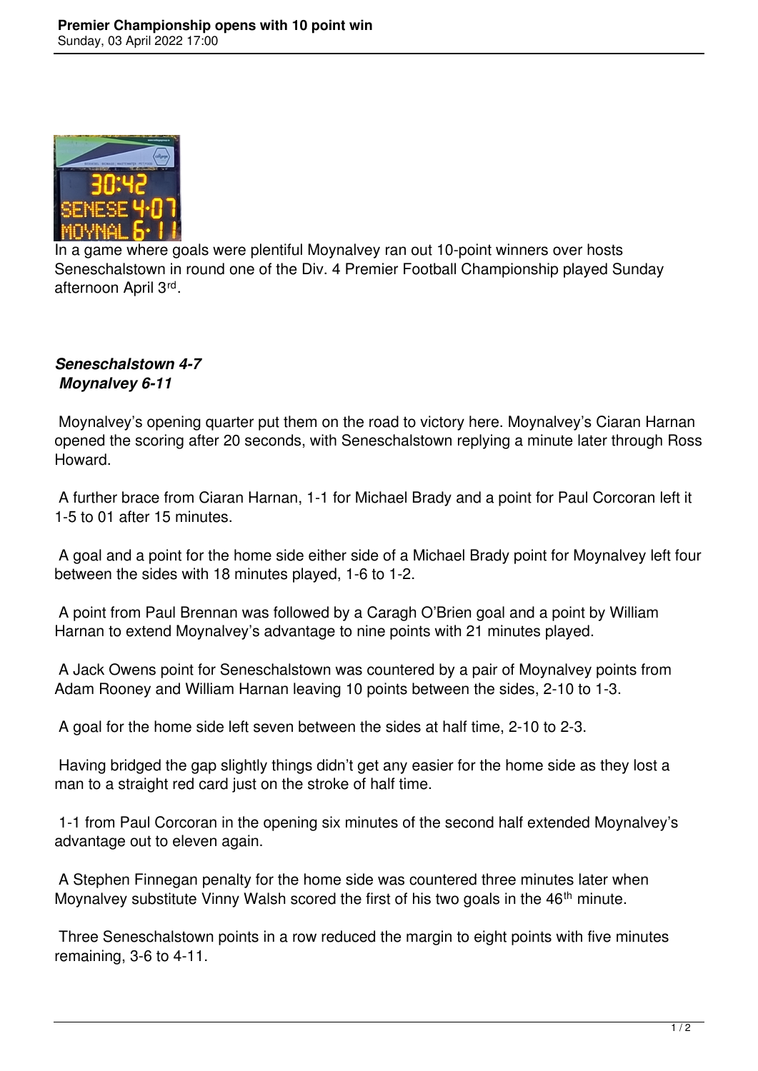In a game where goals were plentiful Moynalvey ran out 10-point winners over hosts Seneschalstown in round one of the Div. 4 Premier Football Championship played Sunday afternoon April 3rd.

***Seneschalstown 4-7***
***Moynalvey 6-11***

Moynalvey's opening quarter put them on the road to victory here. Moynalvey's Ciaran Harnan opened the scoring after 20 seconds, with Seneschalstown replying a minute later through Ross Howard.

A further brace from Ciaran Harnan, 1-1 for Michael Brady and a point for Paul Corcoran left it 1-5 to 01 after 15 minutes.

A goal and a point for the home side either side of a Michael Brady point for Moynalvey left four between the sides with 18 minutes played, 1-6 to 1-2.

A point from Paul Brennan was followed by a Caragh O'Brien goal and a point by William Harnan to extend Moynalvey's advantage to nine points with 21 minutes played.

A Jack Owens point for Seneschalstown was countered by a pair of Moynalvey points from Adam Rooney and William Harnan leaving 10 points between the sides, 2-10 to 1-3.

A goal for the home side left seven between the sides at half time, 2-10 to 2-3.

Having bridged the gap slightly things didn't get any easier for the home side as they lost a man to a straight red card just on the stroke of half time.

1-1 from Paul Corcoran in the opening six minutes of the second half extended Moynalvey's advantage out to eleven again.

A Stephen Finnegan penalty for the home side was countered three minutes later when Moynalvey substitute Vinny Walsh scored the first of his two goals in the 46th minute.

Three Seneschalstown points in a row reduced the margin to eight points with five minutes remaining, 3-6 to 4-11.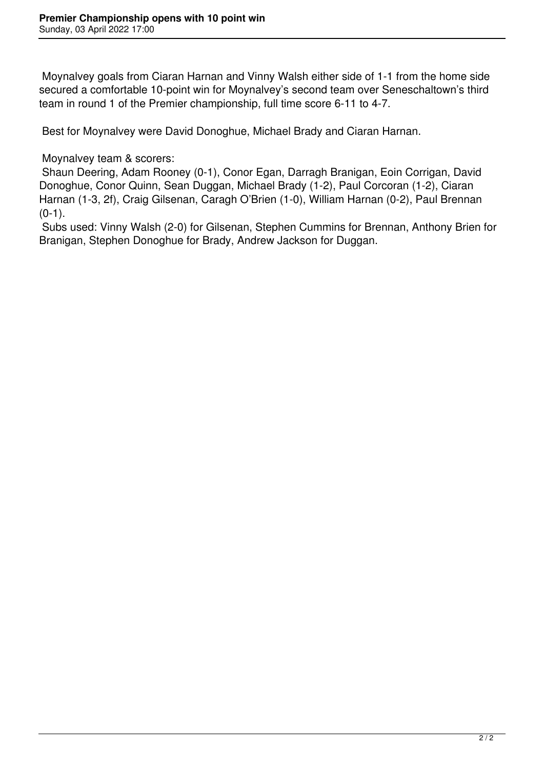Moynalvey goals from Ciaran Harnan and Vinny Walsh either side of 1-1 from the home side secured a comfortable 10-point win for Moynalvey's second team over Seneschaltown's third team in round 1 of the Premier championship, full time score 6-11 to 4-7.

Best for Moynalvey were David Donoghue, Michael Brady and Ciaran Harnan.

Moynalvey team & scorers:

Shaun Deering, Adam Rooney (0-1), Conor Egan, Darragh Branigan, Eoin Corrigan, David Donoghue, Conor Quinn, Sean Duggan, Michael Brady (1-2), Paul Corcoran (1-2), Ciaran Harnan (1-3, 2f), Craig Gilsenan, Caragh O'Brien (1-0), William Harnan (0-2), Paul Brennan (0-1).

Subs used: Vinny Walsh (2-0) for Gilsenan, Stephen Cummins for Brennan, Anthony Brien for Branigan, Stephen Donoghue for Brady, Andrew Jackson for Duggan.